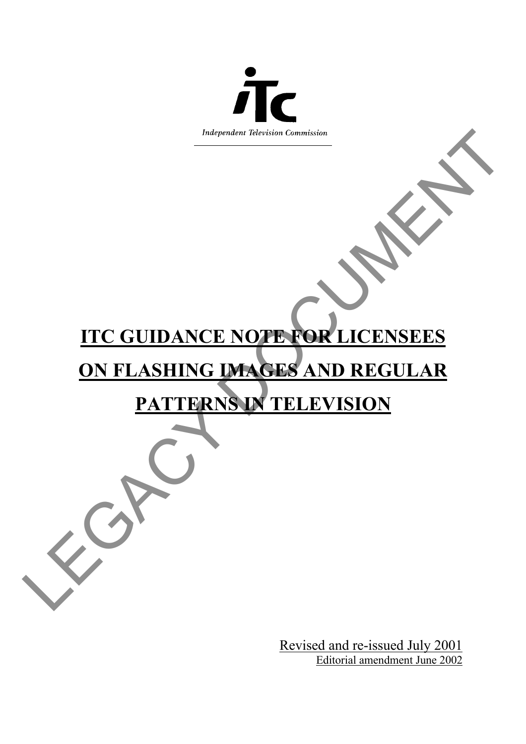Independent Television Commission

# ITC GUIDANCE NOTE FOR LICENSEES ON FLASHING IMAGES AND REGULAR PATTERNS IN TELEVISION

LEGACY DOCUMENT

Revised and re-issued July 2001

Editorial amendment June 2002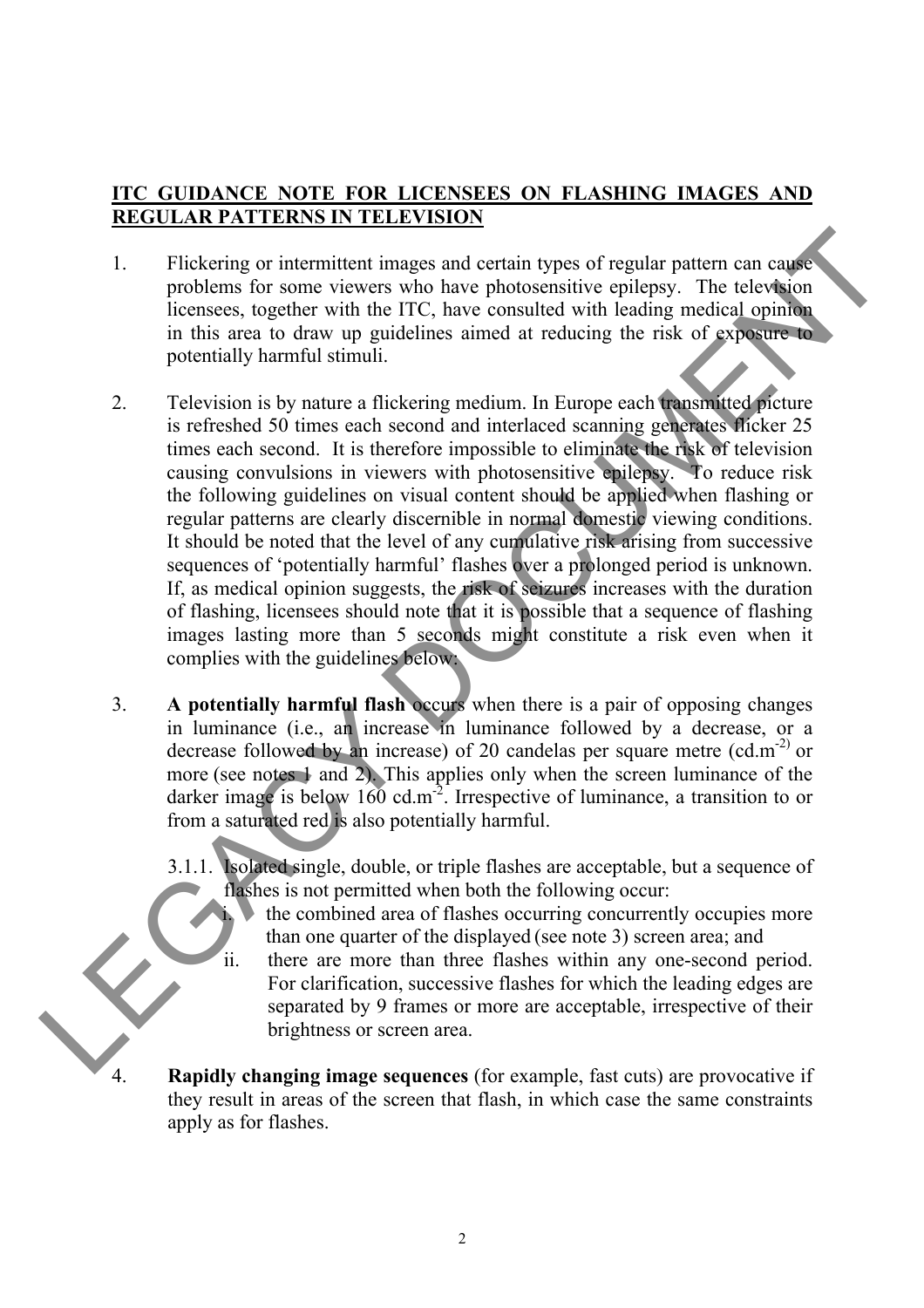**ITC GUIDANCE NOTE FOR LICENSEES ON FLASHING IMAGES AND REGULAR PATTERNS IN TELEVISION**

1. Flickering or intermittent images and certain types of regular pattern can cause problems for some viewers who have photosensitive epilepsy. The television licensees, together with the ITC, have consulted with leading medical opinion in this area to draw up guidelines aimed at reducing the risk of exposure to potentially harmful stimuli.

2. Television is by nature a flickering medium. In Europe each transmitted picture is refreshed 50 times each second and interlaced scanning generates flicker 25 times each second. It is therefore impossible to eliminate the risk of television causing convulsions in viewers with photosensitive epilepsy. To reduce risk the following guidelines on visual content should be applied when flashing or regular patterns are clearly discernible in normal domestic viewing conditions. It should be noted that the level of any cumulative risk arising from successive sequences of 'potentially harmful' flashes over a prolonged period is unknown. If, as medical opinion suggests, the risk of seizures increases with the duration of flashing, licensees should note that it is possible that a sequence of flashing images lasting more than 5 seconds might constitute a risk even when it complies with the guidelines below:

3. **A potentially harmful flash** occurs when there is a pair of opposing changes in luminance (i.e., an increase in luminance followed by a decrease, or a decrease followed by an increase) of 20 candelas per square metre ($cd.m^{-2}$) or more (see notes 1 and 2). This applies only when the screen luminance of the darker image is below 160 $cd.m^{-2}$. Irrespective of luminance, a transition to or from a saturated red is also potentially harmful.

   3.1.1. Isolated single, double, or triple flashes are acceptable, but a sequence of flashes is not permitted when both the following occur:

   i. the combined area of flashes occurring concurrently occupies more than one quarter of the displayed (see note 3) screen area; and

   ii. there are more than three flashes within any one-second period. For clarification, successive flashes for which the leading edges are separated by 9 frames or more are acceptable, irrespective of their brightness or screen area.

4. **Rapidly changing image sequences** (for example, fast cuts) are provocative if they result in areas of the screen that flash, in which case the same constraints apply as for flashes.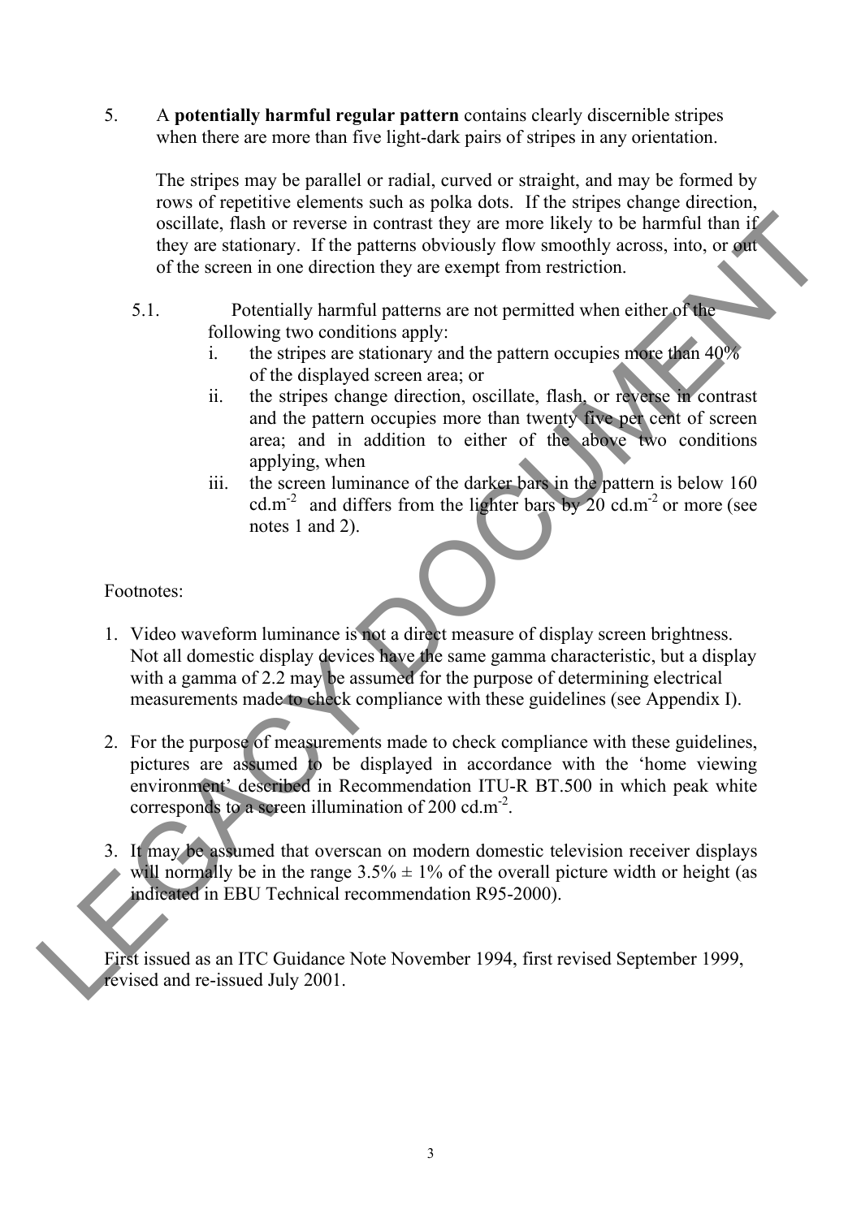5. A **potentially harmful regular pattern** contains clearly discernible stripes when there are more than five light-dark pairs of stripes in any orientation.

   The stripes may be parallel or radial, curved or straight, and may be formed by rows of repetitive elements such as polka dots. If the stripes change direction, oscillate, flash or reverse in contrast they are more likely to be harmful than if they are stationary. If the patterns obviously flow smoothly across, into, or out of the screen in one direction they are exempt from restriction.

   5.1. Potentially harmful patterns are not permitted when either of the following two conditions apply:

   i. the stripes are stationary and the pattern occupies more than 40% of the displayed screen area; or

   ii. the stripes change direction, oscillate, flash, or reverse in contrast and the pattern occupies more than twenty five per cent of screen area; and in addition to either of the above two conditions applying, when

   iii. the screen luminance of the darker bars in the pattern is below 160 $cd.m^{-2}$ and differs from the lighter bars by 20 $cd.m^{-2}$ or more (see notes 1 and 2).

Footnotes:

1. Video waveform luminance is not a direct measure of display screen brightness. Not all domestic display devices have the same gamma characteristic, but a display with a gamma of 2.2 may be assumed for the purpose of determining electrical measurements made to check compliance with these guidelines (see Appendix I).

2. For the purpose of measurements made to check compliance with these guidelines, pictures are assumed to be displayed in accordance with the 'home viewing environment' described in Recommendation ITU-R BT.500 in which peak white corresponds to a screen illumination of 200 $cd.m^{-2}$.

3. It may be assumed that overscan on modern domestic television receiver displays will normally be in the range 3.5% ± 1% of the overall picture width or height (as indicated in EBU Technical recommendation R95-2000).

First issued as an ITC Guidance Note November 1994, first revised September 1999, revised and re-issued July 2001.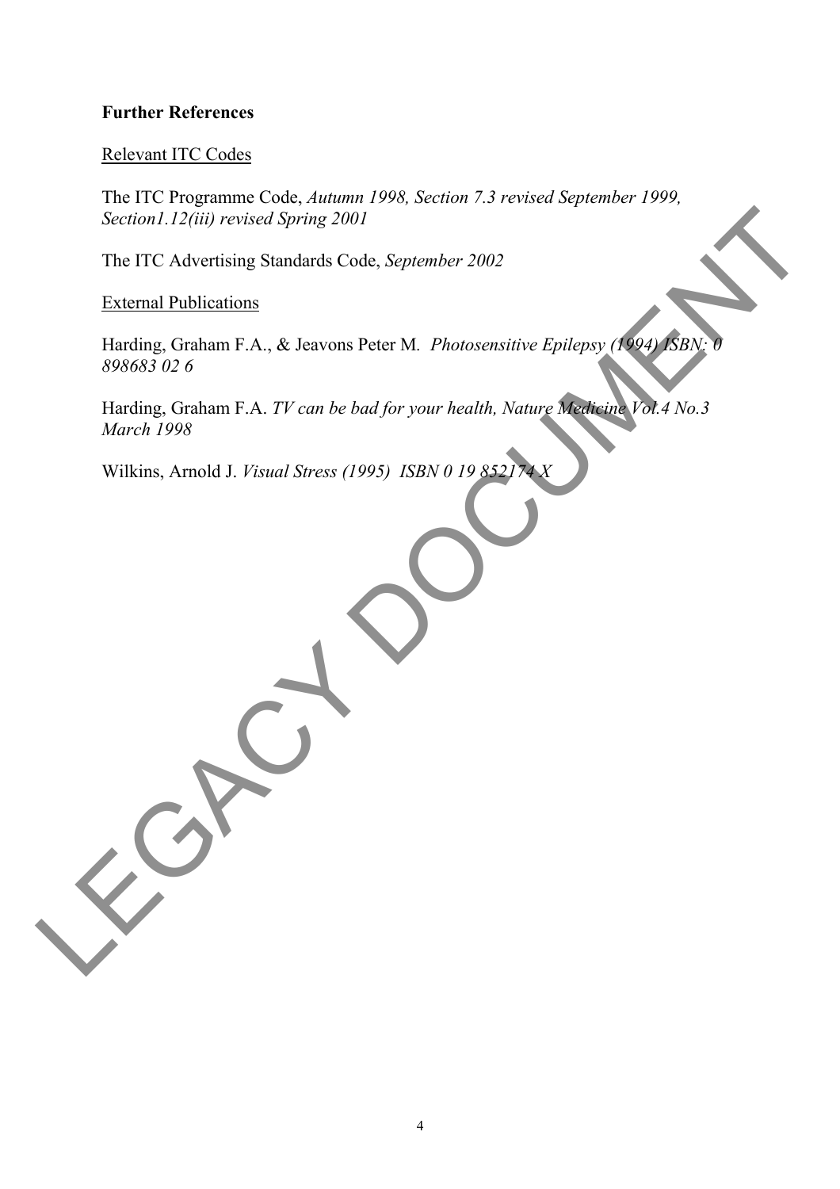**Further References**

Relevant ITC Codes

The ITC Programme Code, *Autumn 1998, Section 7.3 revised September 1999, Section1.12(iii) revised Spring 2001*

The ITC Advertising Standards Code, *September 2002*

External Publications

Harding, Graham F.A., & Jeavons Peter M. *Photosensitive Epilepsy (1994) ISBN: 0 898683 02 6*

Harding, Graham F.A. *TV can be bad for your health, Nature Medicine Vol.4 No.3 March 1998*

Wilkins, Arnold J. *Visual Stress (1995) ISBN 0 19 852174 X*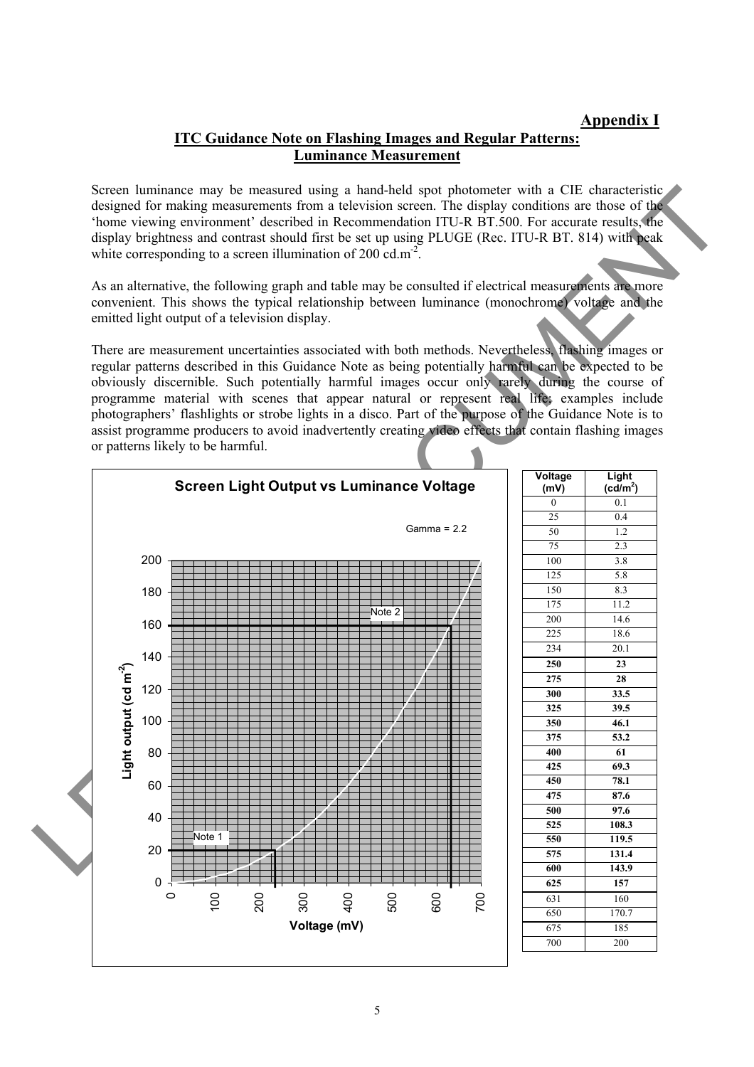**Appendix I**

## ITC Guidance Note on Flashing Images and Regular Patterns: Luminance Measurement

Screen luminance may be measured using a hand-held spot photometer with a CIE characteristic designed for making measurements from a television screen. The display conditions are those of the 'home viewing environment' described in Recommendation ITU-R BT.500. For accurate results, the display brightness and contrast should first be set up using PLUGE (Rec. ITU-R BT. 814) with peak white corresponding to a screen illumination of 200 cd.m$^{-2}$.

As an alternative, the following graph and table may be consulted if electrical measurements are more convenient. This shows the typical relationship between luminance (monochrome) voltage and the emitted light output of a television display.

There are measurement uncertainties associated with both methods. Nevertheless, flashing images or regular patterns described in this Guidance Note as being potentially harmful can be expected to be obviously discernible. Such potentially harmful images occur only rarely during the course of programme material with scenes that appear natural or represent real life; examples include photographers' flashlights or strobe lights in a disco. Part of the purpose of the Guidance Note is to assist programme producers to avoid inadvertently creating video effects that contain flashing images or patterns likely to be harmful.

**Screen Light Output vs Luminance Voltage**

Gamma = 2.2

| Voltage (mV) | Light (cd/m$^2$) |
|---|---|
| 0 | 0.1 |
| 25 | 0.4 |
| 50 | 1.2 |
| 75 | 2.3 |
| 100 | 3.8 |
| 125 | 5.8 |
| 150 | 8.3 |
| 175 | 11.2 |
| 200 | 14.6 |
| 225 | 18.6 |
| 234 | 20.1 |
| **250** | **23** |
| **275** | **28** |
| **300** | **33.5** |
| **325** | **39.5** |
| **350** | **46.1** |
| **375** | **53.2** |
| **400** | **61** |
| **425** | **69.3** |
| **450** | **78.1** |
| **475** | **87.6** |
| **500** | **97.6** |
| **525** | **108.3** |
| **550** | **119.5** |
| **575** | **131.4** |
| **600** | **143.9** |
| **625** | **157** |
| 631 | 160 |
| 650 | 170.7 |
| 675 | 185 |
| 700 | 200 |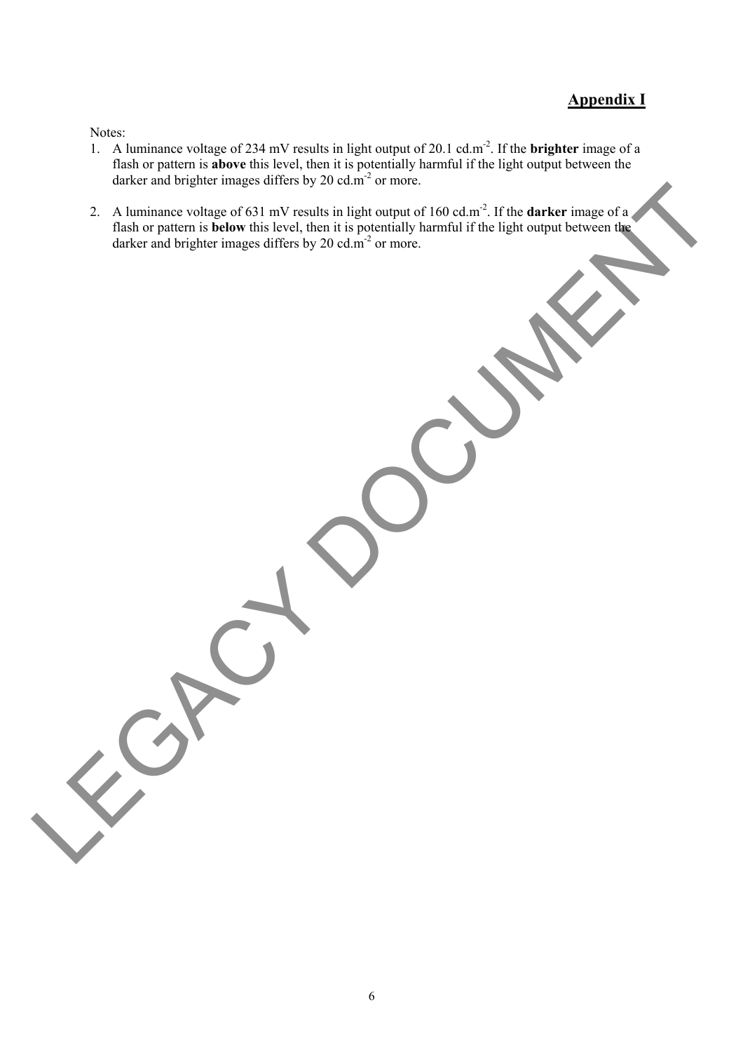## Appendix I

Notes:

1. A luminance voltage of 234 mV results in light output of 20.1 $cd.m^{-2}$. If the **brighter** image of a flash or pattern is **above** this level, then it is potentially harmful if the light output between the darker and brighter images differs by 20 $cd.m^{-2}$ or more.

2. A luminance voltage of 631 mV results in light output of 160 $cd.m^{-2}$. If the **darker** image of a flash or pattern is **below** this level, then it is potentially harmful if the light output between the darker and brighter images differs by 20 $cd.m^{-2}$ or more.

LEGACY DOCUMENT